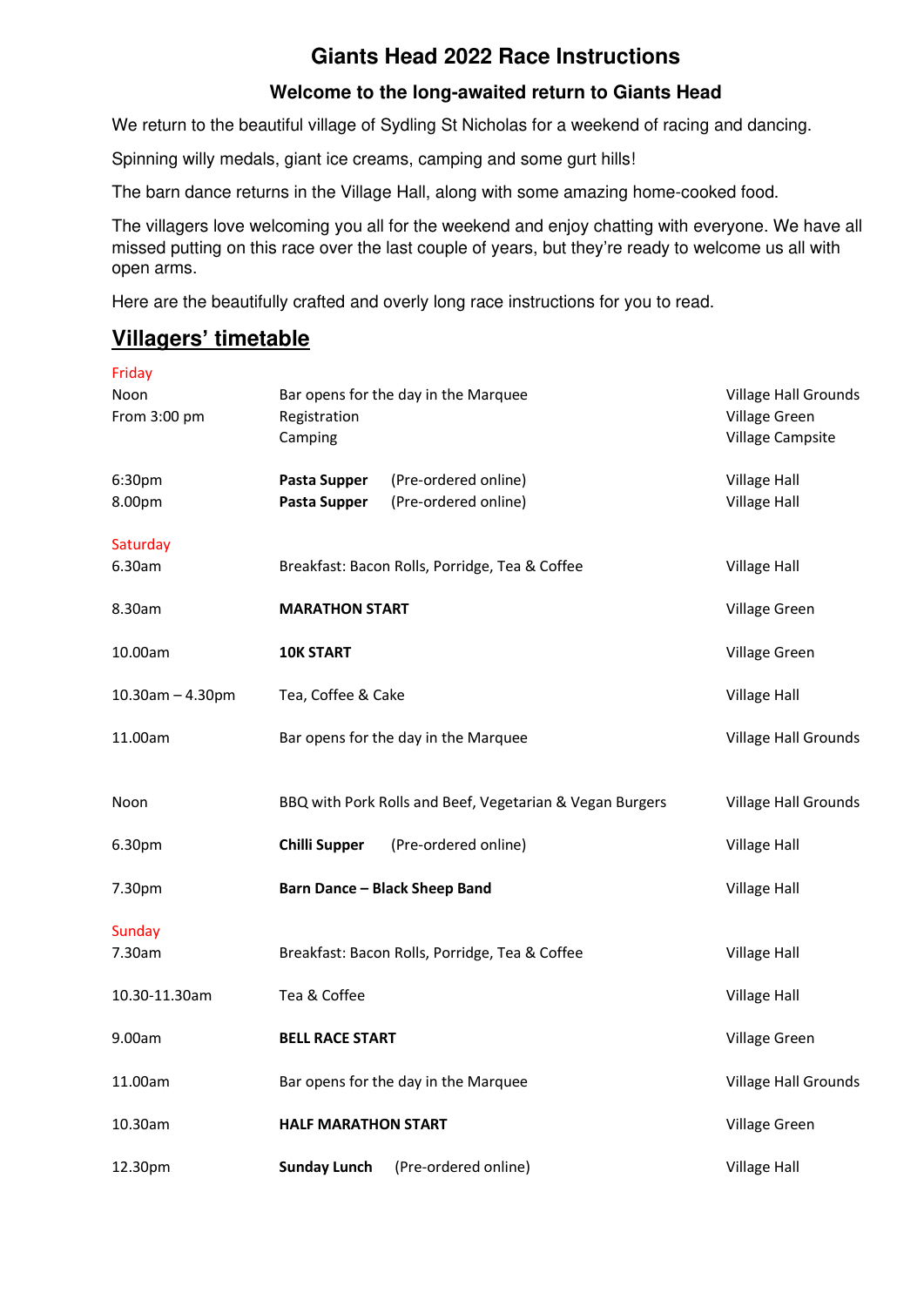# Giants Head 2022 Race Instructions

### Welcome to the long-awaited return to Giants Head

We return to the beautiful village of Sydling St Nicholas for a weekend of racing and dancing.

Spinning willy medals, giant ice creams, camping and some gurt hills!

The barn dance returns in the Village Hall, along with some amazing home-cooked food.

The villagers love welcoming you all for the weekend and enjoy chatting with everyone. We have all missed putting on this race over the last couple of years, but they're ready to welcome us all with open arms.

Here are the beautifully crafted and overly long race instructions for you to read.

## Villagers' timetable

| | | |
|---|---|---|
| **Friday** | | |
| Noon | Bar opens for the day in the Marquee | Village Hall Grounds |
| From 3:00 pm | Registration | Village Green |
| | Camping | Village Campsite |
| 6:30pm | **Pasta Supper** (Pre-ordered online) | Village Hall |
| 8.00pm | **Pasta Supper** (Pre-ordered online) | Village Hall |
| **Saturday** | | |
| 6.30am | Breakfast: Bacon Rolls, Porridge, Tea & Coffee | Village Hall |
| 8.30am | **MARATHON START** | Village Green |
| 10.00am | **10K START** | Village Green |
| 10.30am – 4.30pm | Tea, Coffee & Cake | Village Hall |
| 11.00am | Bar opens for the day in the Marquee | Village Hall Grounds |
| Noon | BBQ with Pork Rolls and Beef, Vegetarian & Vegan Burgers | Village Hall Grounds |
| 6.30pm | **Chilli Supper** (Pre-ordered online) | Village Hall |
| 7.30pm | **Barn Dance – Black Sheep Band** | Village Hall |
| **Sunday** | | |
| 7.30am | Breakfast: Bacon Rolls, Porridge, Tea & Coffee | Village Hall |
| 10.30-11.30am | Tea & Coffee | Village Hall |
| 9.00am | **BELL RACE START** | Village Green |
| 11.00am | Bar opens for the day in the Marquee | Village Hall Grounds |
| 10.30am | **HALF MARATHON START** | Village Green |
| 12.30pm | **Sunday Lunch** (Pre-ordered online) | Village Hall |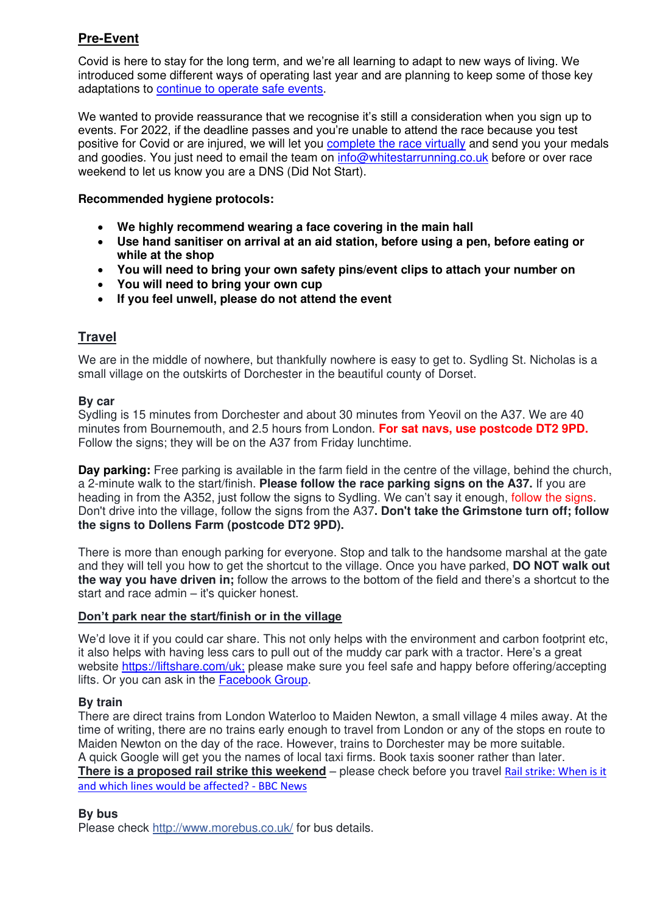## Pre-Event

Covid is here to stay for the long term, and we're all learning to adapt to new ways of living. We introduced some different ways of operating last year and are planning to keep some of those key adaptations to continue to operate safe events.

We wanted to provide reassurance that we recognise it's still a consideration when you sign up to events. For 2022, if the deadline passes and you're unable to attend the race because you test positive for Covid or are injured, we will let you complete the race virtually and send you your medals and goodies. You just need to email the team on info@whitestarrunning.co.uk before or over race weekend to let us know you are a DNS (Did Not Start).

**Recommended hygiene protocols:**

- **We highly recommend wearing a face covering in the main hall**
- **Use hand sanitiser on arrival at an aid station, before using a pen, before eating or while at the shop**
- **You will need to bring your own safety pins/event clips to attach your number on**
- **You will need to bring your own cup**
- **If you feel unwell, please do not attend the event**

## Travel

We are in the middle of nowhere, but thankfully nowhere is easy to get to. Sydling St. Nicholas is a small village on the outskirts of Dorchester in the beautiful county of Dorset.

**By car**
Sydling is 15 minutes from Dorchester and about 30 minutes from Yeovil on the A37. We are 40 minutes from Bournemouth, and 2.5 hours from London. **For sat navs, use postcode DT2 9PD.** Follow the signs; they will be on the A37 from Friday lunchtime.

**Day parking:** Free parking is available in the farm field in the centre of the village, behind the church, a 2-minute walk to the start/finish. **Please follow the race parking signs on the A37.** If you are heading in from the A352, just follow the signs to Sydling. We can't say it enough, follow the signs. Don't drive into the village, follow the signs from the A37**. Don't take the Grimstone turn off; follow the signs to Dollens Farm (postcode DT2 9PD).**

There is more than enough parking for everyone. Stop and talk to the handsome marshal at the gate and they will tell you how to get the shortcut to the village. Once you have parked, **DO NOT walk out the way you have driven in;** follow the arrows to the bottom of the field and there's a shortcut to the start and race admin – it's quicker honest.

**Don't park near the start/finish or in the village**

We'd love it if you could car share. This not only helps with the environment and carbon footprint etc, it also helps with having less cars to pull out of the muddy car park with a tractor. Here's a great website https://liftshare.com/uk; please make sure you feel safe and happy before offering/accepting lifts. Or you can ask in the Facebook Group.

**By train**
There are direct trains from London Waterloo to Maiden Newton, a small village 4 miles away. At the time of writing, there are no trains early enough to travel from London or any of the stops en route to Maiden Newton on the day of the race. However, trains to Dorchester may be more suitable.
A quick Google will get you the names of local taxi firms. Book taxis sooner rather than later.
**There is a proposed rail strike this weekend** – please check before you travel Rail strike: When is it and which lines would be affected? - BBC News

**By bus**
Please check http://www.morebus.co.uk/ for bus details.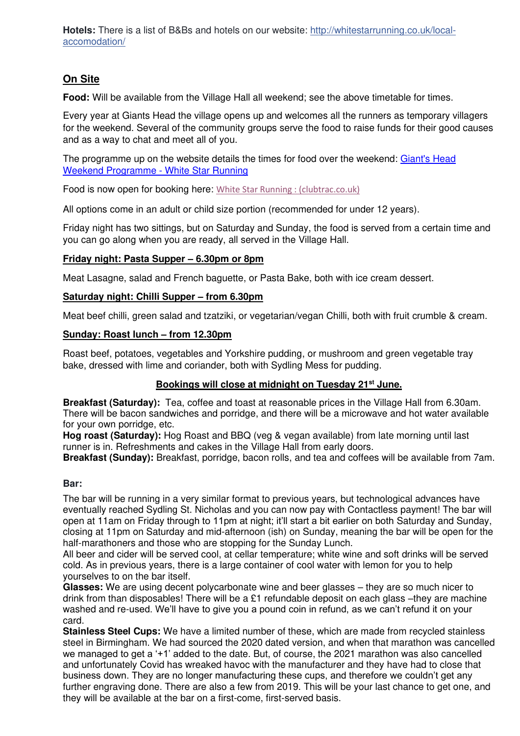**Hotels:** There is a list of B&Bs and hotels on our website: [http://whitestarrunning.co.uk/local-accomodation/](http://whitestarrunning.co.uk/local-accomodation/)

## On Site

**Food:** Will be available from the Village Hall all weekend; see the above timetable for times.

Every year at Giants Head the village opens up and welcomes all the runners as temporary villagers for the weekend. Several of the community groups serve the food to raise funds for their good causes and as a way to chat and meet all of you.

The programme up on the website details the times for food over the weekend: [Giant's Head Weekend Programme - White Star Running](#)

Food is now open for booking here: [White Star Running : (clubtrac.co.uk)](#)

All options come in an adult or child size portion (recommended for under 12 years).

Friday night has two sittings, but on Saturday and Sunday, the food is served from a certain time and you can go along when you are ready, all served in the Village Hall.

**Friday night: Pasta Supper – 6.30pm or 8pm**

Meat Lasagne, salad and French baguette, or Pasta Bake, both with ice cream dessert.

**Saturday night: Chilli Supper – from 6.30pm**

Meat beef chilli, green salad and tzatziki, or vegetarian/vegan Chilli, both with fruit crumble & cream.

**Sunday: Roast lunch – from 12.30pm**

Roast beef, potatoes, vegetables and Yorkshire pudding, or mushroom and green vegetable tray bake, dressed with lime and coriander, both with Sydling Mess for pudding.

**Bookings will close at midnight on Tuesday 21st June.**

**Breakfast (Saturday):** Tea, coffee and toast at reasonable prices in the Village Hall from 6.30am. There will be bacon sandwiches and porridge, and there will be a microwave and hot water available for your own porridge, etc.
**Hog roast (Saturday):** Hog Roast and BBQ (veg & vegan available) from late morning until last runner is in. Refreshments and cakes in the Village Hall from early doors.
**Breakfast (Sunday):** Breakfast, porridge, bacon rolls, and tea and coffees will be available from 7am.

**Bar:**

The bar will be running in a very similar format to previous years, but technological advances have eventually reached Sydling St. Nicholas and you can now pay with Contactless payment! The bar will open at 11am on Friday through to 11pm at night; it'll start a bit earlier on both Saturday and Sunday, closing at 11pm on Saturday and mid-afternoon (ish) on Sunday, meaning the bar will be open for the half-marathoners and those who are stopping for the Sunday Lunch.
All beer and cider will be served cool, at cellar temperature; white wine and soft drinks will be served cold. As in previous years, there is a large container of cool water with lemon for you to help yourselves to on the bar itself.
**Glasses:** We are using decent polycarbonate wine and beer glasses – they are so much nicer to drink from than disposables! There will be a £1 refundable deposit on each glass –they are machine washed and re-used. We'll have to give you a pound coin in refund, as we can't refund it on your card.
**Stainless Steel Cups:** We have a limited number of these, which are made from recycled stainless steel in Birmingham. We had sourced the 2020 dated version, and when that marathon was cancelled we managed to get a '+1' added to the date. But, of course, the 2021 marathon was also cancelled and unfortunately Covid has wreaked havoc with the manufacturer and they have had to close that business down. They are no longer manufacturing these cups, and therefore we couldn't get any further engraving done. There are also a few from 2019. This will be your last chance to get one, and they will be available at the bar on a first-come, first-served basis.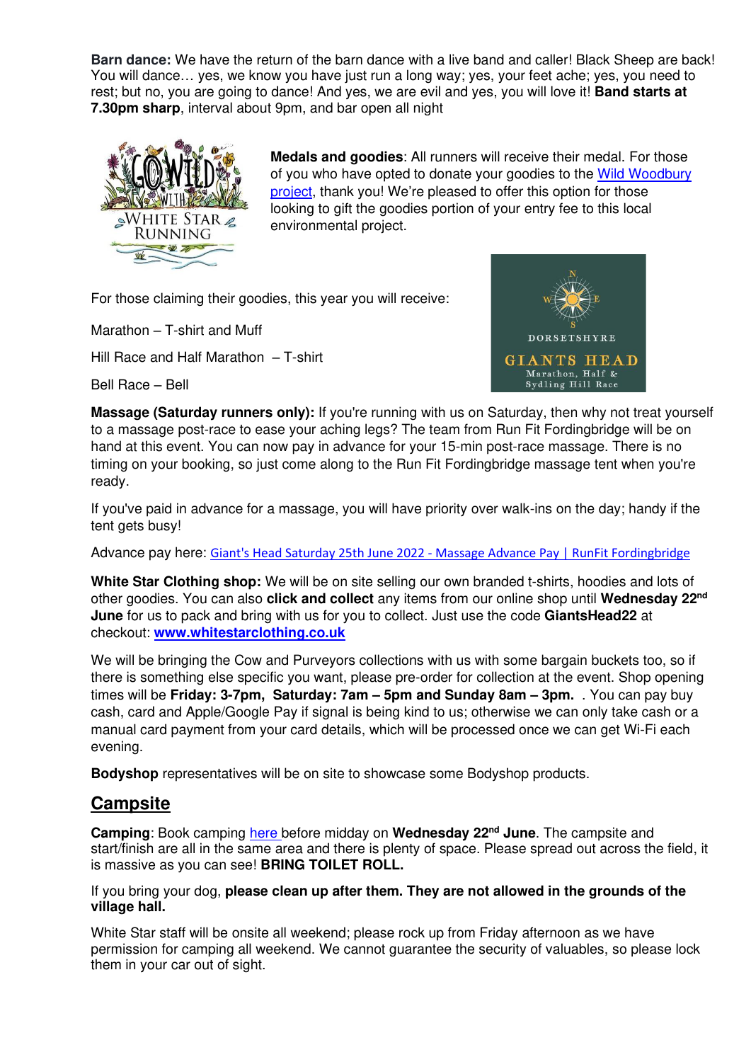**Barn dance:** We have the return of the barn dance with a live band and caller! Black Sheep are back! You will dance… yes, we know you have just run a long way; yes, your feet ache; yes, you need to rest; but no, you are going to dance! And yes, we are evil and yes, you will love it! **Band starts at 7.30pm sharp**, interval about 9pm, and bar open all night

**Medals and goodies**: All runners will receive their medal. For those of you who have opted to donate your goodies to the Wild Woodbury project, thank you! We're pleased to offer this option for those looking to gift the goodies portion of your entry fee to this local environmental project.

For those claiming their goodies, this year you will receive:

Marathon – T-shirt and Muff

Hill Race and Half Marathon – T-shirt

Bell Race – Bell

**Massage (Saturday runners only):** If you're running with us on Saturday, then why not treat yourself to a massage post-race to ease your aching legs? The team from Run Fit Fordingbridge will be on hand at this event. You can now pay in advance for your 15-min post-race massage. There is no timing on your booking, so just come along to the Run Fit Fordingbridge massage tent when you're ready.

If you've paid in advance for a massage, you will have priority over walk-ins on the day; handy if the tent gets busy!

Advance pay here: Giant's Head Saturday 25th June 2022 - Massage Advance Pay | RunFit Fordingbridge

**White Star Clothing shop:** We will be on site selling our own branded t-shirts, hoodies and lots of other goodies. You can also **click and collect** any items from our online shop until **Wednesday 22nd June** for us to pack and bring with us for you to collect. Just use the code **GiantsHead22** at checkout: **www.whitestarclothing.co.uk**

We will be bringing the Cow and Purveyors collections with us with some bargain buckets too, so if there is something else specific you want, please pre-order for collection at the event. Shop opening times will be **Friday: 3-7pm, Saturday: 7am – 5pm and Sunday 8am – 3pm.** . You can pay buy cash, card and Apple/Google Pay if signal is being kind to us; otherwise we can only take cash or a manual card payment from your card details, which will be processed once we can get Wi-Fi each evening.

**Bodyshop** representatives will be on site to showcase some Bodyshop products.

## Campsite

**Camping**: Book camping here before midday on **Wednesday 22nd June**. The campsite and start/finish are all in the same area and there is plenty of space. Please spread out across the field, it is massive as you can see! **BRING TOILET ROLL.**

If you bring your dog, **please clean up after them. They are not allowed in the grounds of the village hall.**

White Star staff will be onsite all weekend; please rock up from Friday afternoon as we have permission for camping all weekend. We cannot guarantee the security of valuables, so please lock them in your car out of sight.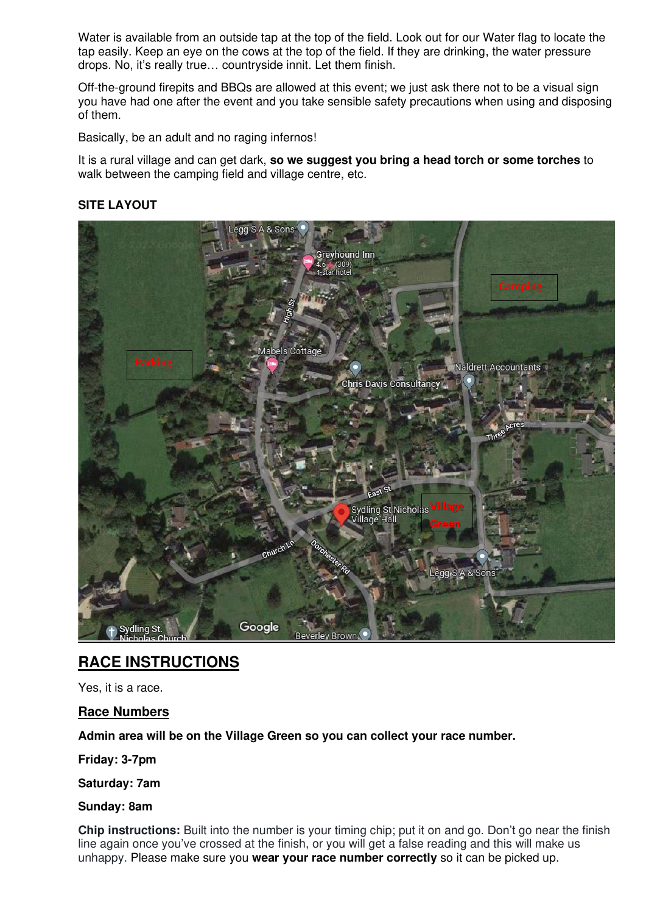Water is available from an outside tap at the top of the field. Look out for our Water flag to locate the tap easily. Keep an eye on the cows at the top of the field. If they are drinking, the water pressure drops. No, it's really true… countryside innit. Let them finish.

Off-the-ground firepits and BBQs are allowed at this event; we just ask there not to be a visual sign you have had one after the event and you take sensible safety precautions when using and disposing of them.

Basically, be an adult and no raging infernos!

It is a rural village and can get dark, **so we suggest you bring a head torch or some torches** to walk between the camping field and village centre, etc.

**SITE LAYOUT**

## RACE INSTRUCTIONS

Yes, it is a race.

### Race Numbers

**Admin area will be on the Village Green so you can collect your race number.**

**Friday: 3-7pm**

**Saturday: 7am**

**Sunday: 8am**

**Chip instructions:** Built into the number is your timing chip; put it on and go. Don't go near the finish line again once you've crossed at the finish, or you will get a false reading and this will make us unhappy. Please make sure you **wear your race number correctly** so it can be picked up.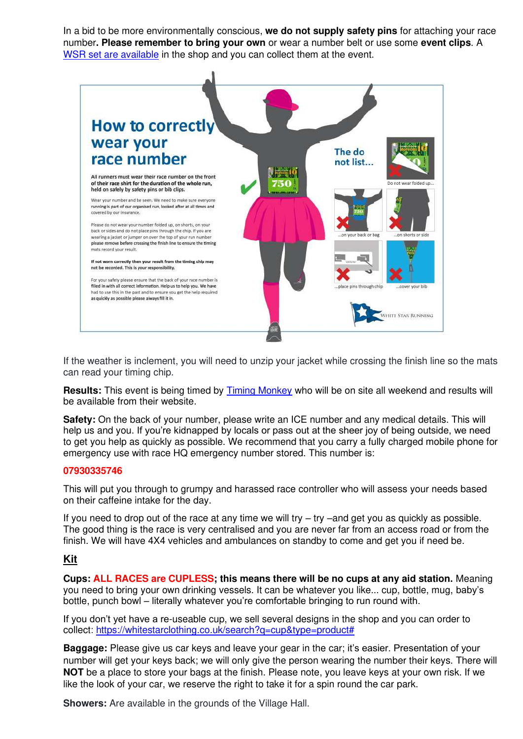In a bid to be more environmentally conscious, **we do not supply safety pins** for attaching your race number**. Please remember to bring your own** or wear a number belt or use some **event clips**. A WSR set are available in the shop and you can collect them at the event.

## How to correctly wear your race number

**All runners must wear their race number on the front of their race shirt for the duration of the whole run, held on safely by safety pins or bib clips.**

Wear your number and be seen. We need to make sure everyone running is part of our organised run, looked after at all times and covered by our insurance.

Please do not wear your number folded up, on shorts, on your back or sides and do not place pins through the chip. If you are wearing a jacket or jumper on over the top of your run number please remove before crossing the finish line to ensure the timing mats record your result.

**If not worn correctly then your result from the timing chip may not be recorded. This is your responsibility.**

For your safety please ensure that the back of your race number is filled in with all correct information. Help us to help you. We have had to use this in the past and to ensure you get the help required as quickly as possible please always fill it in.

**The do not list...**

- Do not wear folded up...
- ...on your back or bag
- ...on shorts or side
- ...place pins through chip
- ...cover your bib

White Star Running

If the weather is inclement, you will need to unzip your jacket while crossing the finish line so the mats can read your timing chip.

**Results:** This event is being timed by Timing Monkey who will be on site all weekend and results will be available from their website.

**Safety:** On the back of your number, please write an ICE number and any medical details. This will help us and you. If you're kidnapped by locals or pass out at the sheer joy of being outside, we need to get you help as quickly as possible. We recommend that you carry a fully charged mobile phone for emergency use with race HQ emergency number stored. This number is:

**07930335746**

This will put you through to grumpy and harassed race controller who will assess your needs based on their caffeine intake for the day.

If you need to drop out of the race at any time we will try – try –and get you as quickly as possible. The good thing is the race is very centralised and you are never far from an access road or from the finish. We will have 4X4 vehicles and ambulances on standby to come and get you if need be.

## Kit

**Cups: ALL RACES are CUPLESS; this means there will be no cups at any aid station.** Meaning you need to bring your own drinking vessels. It can be whatever you like... cup, bottle, mug, baby's bottle, punch bowl – literally whatever you're comfortable bringing to run round with.

If you don't yet have a re-useable cup, we sell several designs in the shop and you can order to collect: https://whitestarclothing.co.uk/search?q=cup&type=product#

**Baggage:** Please give us car keys and leave your gear in the car; it's easier. Presentation of your number will get your keys back; we will only give the person wearing the number their keys. There will **NOT** be a place to store your bags at the finish. Please note, you leave keys at your own risk. If we like the look of your car, we reserve the right to take it for a spin round the car park.

**Showers:** Are available in the grounds of the Village Hall.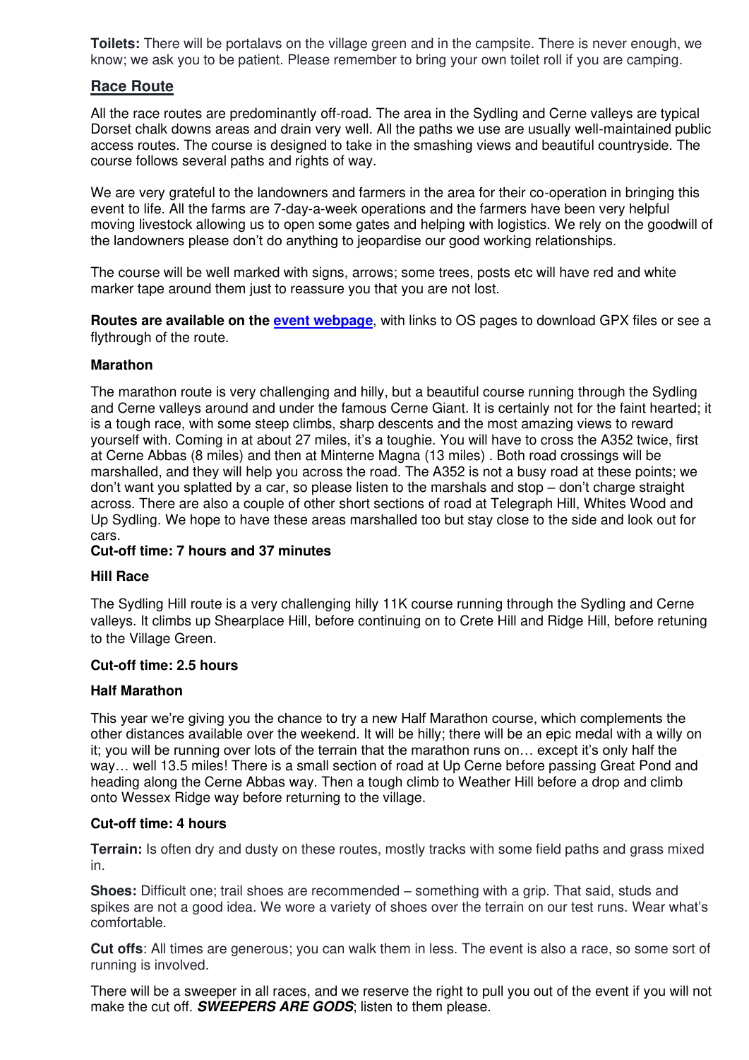**Toilets:** There will be portalavs on the village green and in the campsite. There is never enough, we know; we ask you to be patient. Please remember to bring your own toilet roll if you are camping.

## Race Route

All the race routes are predominantly off-road. The area in the Sydling and Cerne valleys are typical Dorset chalk downs areas and drain very well. All the paths we use are usually well-maintained public access routes. The course is designed to take in the smashing views and beautiful countryside. The course follows several paths and rights of way.

We are very grateful to the landowners and farmers in the area for their co-operation in bringing this event to life. All the farms are 7-day-a-week operations and the farmers have been very helpful moving livestock allowing us to open some gates and helping with logistics. We rely on the goodwill of the landowners please don't do anything to jeopardise our good working relationships.

The course will be well marked with signs, arrows; some trees, posts etc will have red and white marker tape around them just to reassure you that you are not lost.

**Routes are available on the event webpage**, with links to OS pages to download GPX files or see a flythrough of the route.

### Marathon

The marathon route is very challenging and hilly, but a beautiful course running through the Sydling and Cerne valleys around and under the famous Cerne Giant. It is certainly not for the faint hearted; it is a tough race, with some steep climbs, sharp descents and the most amazing views to reward yourself with. Coming in at about 27 miles, it's a toughie. You will have to cross the A352 twice, first at Cerne Abbas (8 miles) and then at Minterne Magna (13 miles) . Both road crossings will be marshalled, and they will help you across the road. The A352 is not a busy road at these points; we don't want you splatted by a car, so please listen to the marshals and stop – don't charge straight across. There are also a couple of other short sections of road at Telegraph Hill, Whites Wood and Up Sydling. We hope to have these areas marshalled too but stay close to the side and look out for cars.

**Cut-off time: 7 hours and 37 minutes**

### Hill Race

The Sydling Hill route is a very challenging hilly 11K course running through the Sydling and Cerne valleys. It climbs up Shearplace Hill, before continuing on to Crete Hill and Ridge Hill, before retuning to the Village Green.

**Cut-off time: 2.5 hours**

### Half Marathon

This year we're giving you the chance to try a new Half Marathon course, which complements the other distances available over the weekend. It will be hilly; there will be an epic medal with a willy on it; you will be running over lots of the terrain that the marathon runs on… except it's only half the way… well 13.5 miles! There is a small section of road at Up Cerne before passing Great Pond and heading along the Cerne Abbas way. Then a tough climb to Weather Hill before a drop and climb onto Wessex Ridge way before returning to the village.

**Cut-off time: 4 hours**

**Terrain:** Is often dry and dusty on these routes, mostly tracks with some field paths and grass mixed in.

**Shoes:** Difficult one; trail shoes are recommended – something with a grip. That said, studs and spikes are not a good idea. We wore a variety of shoes over the terrain on our test runs. Wear what's comfortable.

**Cut offs**: All times are generous; you can walk them in less. The event is also a race, so some sort of running is involved.

There will be a sweeper in all races, and we reserve the right to pull you out of the event if you will not make the cut off. ***SWEEPERS ARE GODS***; listen to them please.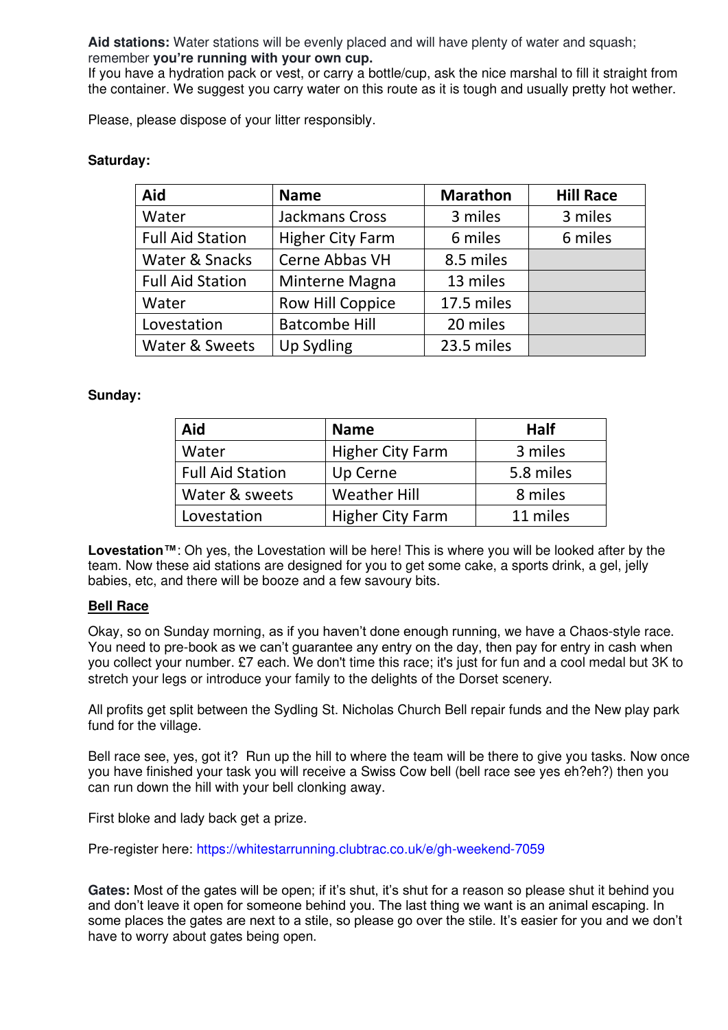**Aid stations:** Water stations will be evenly placed and will have plenty of water and squash; remember **you're running with your own cup.**
If you have a hydration pack or vest, or carry a bottle/cup, ask the nice marshal to fill it straight from the container. We suggest you carry water on this route as it is tough and usually pretty hot wether.

Please, please dispose of your litter responsibly.

**Saturday:**

| Aid | Name | Marathon | Hill Race |
|---|---|---|---|
| Water | Jackmans Cross | 3 miles | 3 miles |
| Full Aid Station | Higher City Farm | 6 miles | 6 miles |
| Water & Snacks | Cerne Abbas VH | 8.5 miles | |
| Full Aid Station | Minterne Magna | 13 miles | |
| Water | Row Hill Coppice | 17.5 miles | |
| Lovestation | Batcombe Hill | 20 miles | |
| Water & Sweets | Up Sydling | 23.5 miles | |

**Sunday:**

| Aid | Name | Half |
|---|---|---|
| Water | Higher City Farm | 3 miles |
| Full Aid Station | Up Cerne | 5.8 miles |
| Water & sweets | Weather Hill | 8 miles |
| Lovestation | Higher City Farm | 11 miles |

**Lovestation™**: Oh yes, the Lovestation will be here! This is where you will be looked after by the team. Now these aid stations are designed for you to get some cake, a sports drink, a gel, jelly babies, etc, and there will be booze and a few savoury bits.

**Bell Race**

Okay, so on Sunday morning, as if you haven't done enough running, we have a Chaos-style race. You need to pre-book as we can't guarantee any entry on the day, then pay for entry in cash when you collect your number. £7 each. We don't time this race; it's just for fun and a cool medal but 3K to stretch your legs or introduce your family to the delights of the Dorset scenery.

All profits get split between the Sydling St. Nicholas Church Bell repair funds and the New play park fund for the village.

Bell race see, yes, got it? Run up the hill to where the team will be there to give you tasks. Now once you have finished your task you will receive a Swiss Cow bell (bell race see yes eh?eh?) then you can run down the hill with your bell clonking away.

First bloke and lady back get a prize.

Pre-register here: https://whitestarrunning.clubtrac.co.uk/e/gh-weekend-7059

**Gates:** Most of the gates will be open; if it's shut, it's shut for a reason so please shut it behind you and don't leave it open for someone behind you. The last thing we want is an animal escaping. In some places the gates are next to a stile, so please go over the stile. It's easier for you and we don't have to worry about gates being open.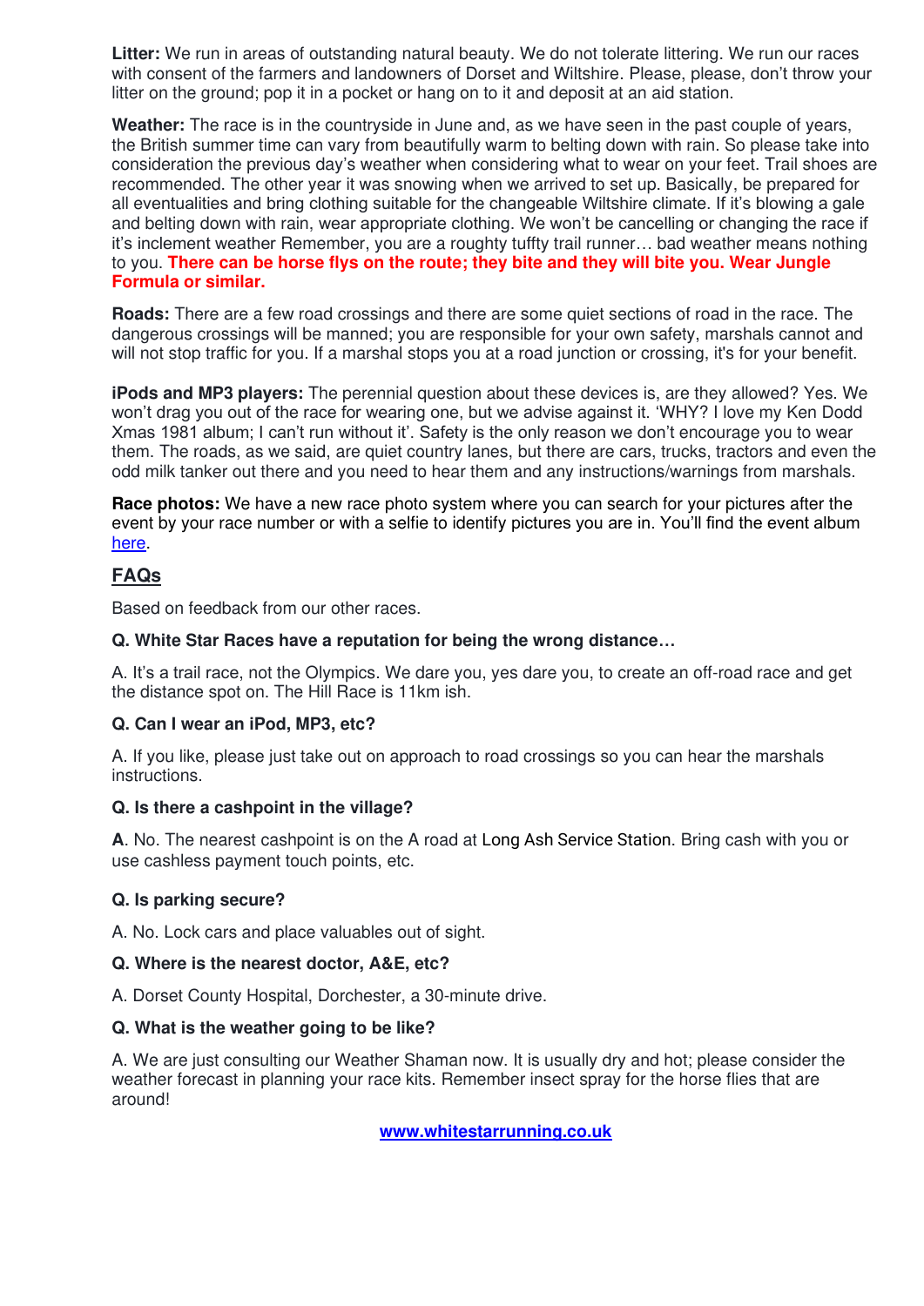**Litter:** We run in areas of outstanding natural beauty. We do not tolerate littering. We run our races with consent of the farmers and landowners of Dorset and Wiltshire. Please, please, don't throw your litter on the ground; pop it in a pocket or hang on to it and deposit at an aid station.

**Weather:** The race is in the countryside in June and, as we have seen in the past couple of years, the British summer time can vary from beautifully warm to belting down with rain. So please take into consideration the previous day's weather when considering what to wear on your feet. Trail shoes are recommended. The other year it was snowing when we arrived to set up. Basically, be prepared for all eventualities and bring clothing suitable for the changeable Wiltshire climate. If it's blowing a gale and belting down with rain, wear appropriate clothing. We won't be cancelling or changing the race if it's inclement weather Remember, you are a roughty tuffty trail runner… bad weather means nothing to you. **There can be horse flys on the route; they bite and they will bite you. Wear Jungle Formula or similar.**

**Roads:** There are a few road crossings and there are some quiet sections of road in the race. The dangerous crossings will be manned; you are responsible for your own safety, marshals cannot and will not stop traffic for you. If a marshal stops you at a road junction or crossing, it's for your benefit.

**iPods and MP3 players:** The perennial question about these devices is, are they allowed? Yes. We won't drag you out of the race for wearing one, but we advise against it. 'WHY? I love my Ken Dodd Xmas 1981 album; I can't run without it'. Safety is the only reason we don't encourage you to wear them. The roads, as we said, are quiet country lanes, but there are cars, trucks, tractors and even the odd milk tanker out there and you need to hear them and any instructions/warnings from marshals.

**Race photos:** We have a new race photo system where you can search for your pictures after the event by your race number or with a selfie to identify pictures you are in. You'll find the event album here.

## FAQs

Based on feedback from our other races.

**Q. White Star Races have a reputation for being the wrong distance…**

A. It's a trail race, not the Olympics. We dare you, yes dare you, to create an off-road race and get the distance spot on. The Hill Race is 11km ish.

**Q. Can I wear an iPod, MP3, etc?**

A. If you like, please just take out on approach to road crossings so you can hear the marshals instructions.

**Q. Is there a cashpoint in the village?**

**A**. No. The nearest cashpoint is on the A road at Long Ash Service Station. Bring cash with you or use cashless payment touch points, etc.

**Q. Is parking secure?**

A. No. Lock cars and place valuables out of sight.

**Q. Where is the nearest doctor, A&E, etc?**

A. Dorset County Hospital, Dorchester, a 30-minute drive.

**Q. What is the weather going to be like?**

A. We are just consulting our Weather Shaman now. It is usually dry and hot; please consider the weather forecast in planning your race kits. Remember insect spray for the horse flies that are around!

**www.whitestarrunning.co.uk**